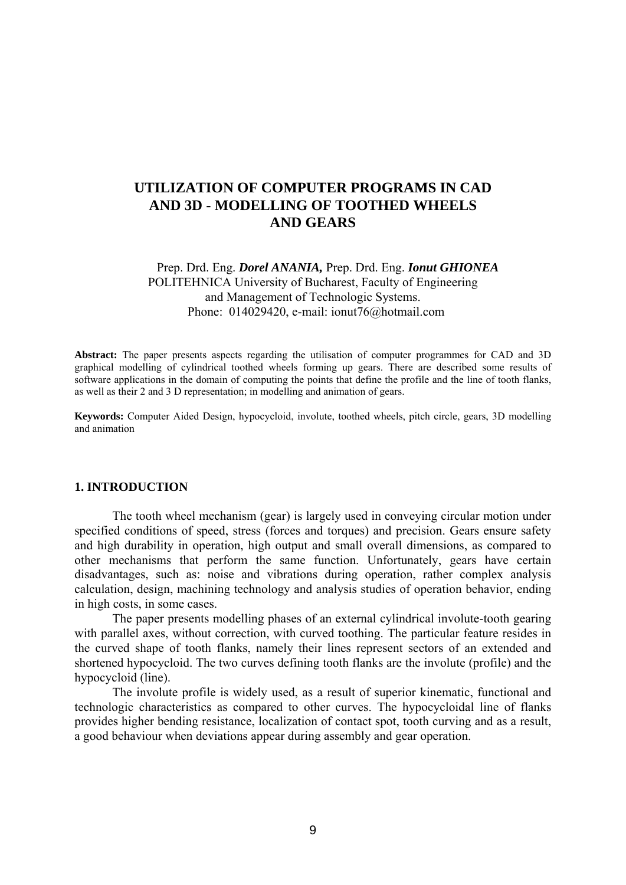# UTILIZATION OF COMPUTER PROGRAMS IN CAD AND 3D - MODELLING OF TOOTHED WHEELS AND GEARS

Prep. Drd. Eng. ***Dorel ANANIA,*** Prep. Drd. Eng. ***Ionut GHIONEA***
POLITEHNICA University of Bucharest, Faculty of Engineering and Management of Technologic Systems.
Phone: 014029420, e-mail: ionut76@hotmail.com

**Abstract:** The paper presents aspects regarding the utilisation of computer programmes for CAD and 3D graphical modelling of cylindrical toothed wheels forming up gears. There are described some results of software applications in the domain of computing the points that define the profile and the line of tooth flanks, as well as their 2 and 3 D representation; in modelling and animation of gears.

**Keywords:** Computer Aided Design, hypocycloid, involute, toothed wheels, pitch circle, gears, 3D modelling and animation

## 1. INTRODUCTION

The tooth wheel mechanism (gear) is largely used in conveying circular motion under specified conditions of speed, stress (forces and torques) and precision. Gears ensure safety and high durability in operation, high output and small overall dimensions, as compared to other mechanisms that perform the same function. Unfortunately, gears have certain disadvantages, such as: noise and vibrations during operation, rather complex analysis calculation, design, machining technology and analysis studies of operation behavior, ending in high costs, in some cases.

The paper presents modelling phases of an external cylindrical involute-tooth gearing with parallel axes, without correction, with curved toothing. The particular feature resides in the curved shape of tooth flanks, namely their lines represent sectors of an extended and shortened hypocycloid. The two curves defining tooth flanks are the involute (profile) and the hypocycloid (line).

The involute profile is widely used, as a result of superior kinematic, functional and technologic characteristics as compared to other curves. The hypocycloidal line of flanks provides higher bending resistance, localization of contact spot, tooth curving and as a result, a good behaviour when deviations appear during assembly and gear operation.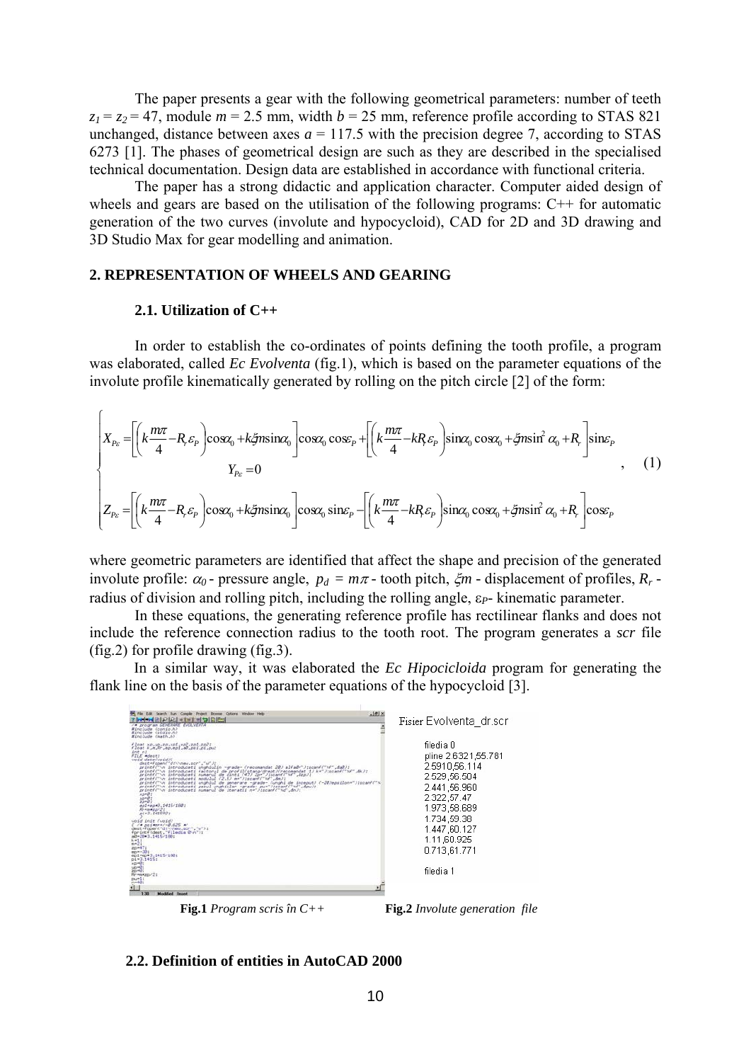The paper presents a gear with the following geometrical parameters: number of teeth $z_1 = z_2 = 47$, module $m = 2.5$ mm, width $b = 25$ mm, reference profile according to STAS 821 unchanged, distance between axes $a = 117.5$ with the precision degree 7, according to STAS 6273 [1]. The phases of geometrical design are such as they are described in the specialised technical documentation. Design data are established in accordance with functional criteria.

The paper has a strong didactic and application character. Computer aided design of wheels and gears are based on the utilisation of the following programs: C++ for automatic generation of the two curves (involute and hypocycloid), CAD for 2D and 3D drawing and 3D Studio Max for gear modelling and animation.

## 2. REPRESENTATION OF WHEELS AND GEARING

### 2.1. Utilization of C++

In order to establish the co-ordinates of points defining the tooth profile, a program was elaborated, called *Ec Evolventa* (fig.1), which is based on the parameter equations of the involute profile kinematically generated by rolling on the pitch circle [2] of the form:

$$\begin{cases} X_{P\varepsilon} = \left[\left(k\dfrac{m\pi}{4} - R_r\varepsilon_P\right)\cos\alpha_0 + k\xi m\sin\alpha_0\right]\cos\alpha_0\cos\varepsilon_P + \left[\left(k\dfrac{m\pi}{4} - kR_r\varepsilon_P\right)\sin\alpha_0\cos\alpha_0 + \xi m\sin^2\alpha_0 + R_r\right]\sin\varepsilon_P \\ Y_{P\varepsilon} = 0 \\ Z_{P\varepsilon} = \left[\left(k\dfrac{m\pi}{4} - R_r\varepsilon_P\right)\cos\alpha_0 + k\xi m\sin\alpha_0\right]\cos\alpha_0\sin\varepsilon_P - \left[\left(k\dfrac{m\pi}{4} - kR_r\varepsilon_P\right)\sin\alpha_0\cos\alpha_0 + \xi m\sin^2\alpha_0 + R_r\right]\cos\varepsilon_P \end{cases}, \quad (1)$$

where geometric parameters are identified that affect the shape and precision of the generated involute profile: $\alpha_0$ - pressure angle, $p_d = m\pi$ - tooth pitch, $\xi m$ - displacement of profiles, $R_r$ - radius of division and rolling pitch, including the rolling angle, $\varepsilon_P$- kinematic parameter.

In these equations, the generating reference profile has rectilinear flanks and does not include the reference connection radius to the tooth root. The program generates a *scr* file (fig.2) for profile drawing (fig.3).

In a similar way, it was elaborated the *Ec Hipocicloida* program for generating the flank line on the basis of the parameter equations of the hypocycloid [3].

**Fig.1** *Program scris în C++*

Fisier Evolventa_dr.scr

```
filedia 0
pline 2.6321,55.781
2.5910,56.114
2.529,56.504
2.441,56.960
2.322,57.47
1.973,58.689
1.734,59.38
1.447,60.127
1.11,60.925
0.713,61.771

filedia 1
```

**Fig.2** *Involute generation file*

### 2.2. Definition of entities in AutoCAD 2000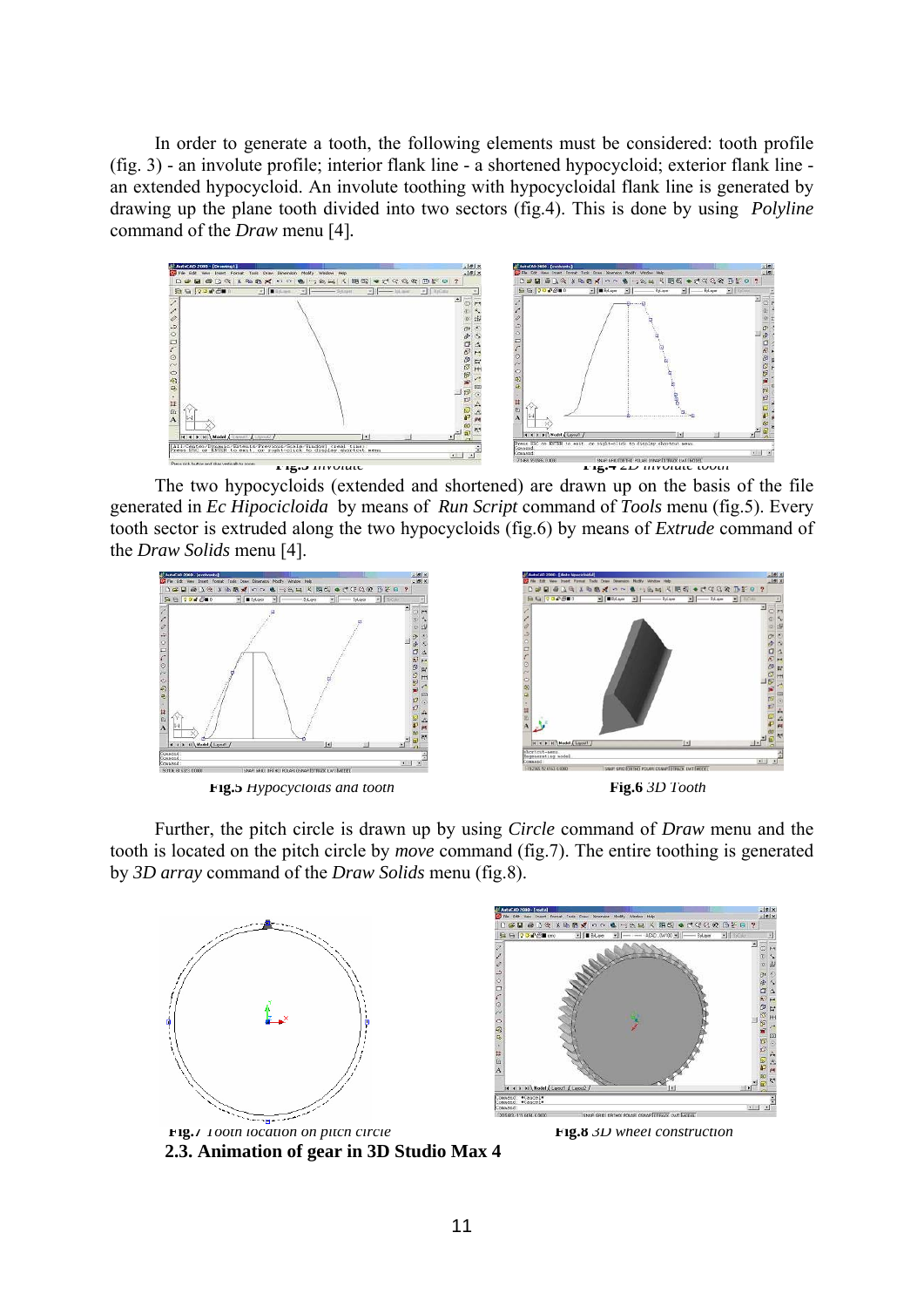In order to generate a tooth, the following elements must be considered: tooth profile (fig. 3) - an involute profile; interior flank line - a shortened hypocycloid; exterior flank line - an extended hypocycloid. An involute toothing with hypocycloidal flank line is generated by drawing up the plane tooth divided into two sectors (fig.4). This is done by using *Polyline* command of the *Draw* menu [4].

**Fig.3** *Involute* **Fig.4** *2D involute tooth*

The two hypocycloids (extended and shortened) are drawn up on the basis of the file generated in *Ec Hipocicloida* by means of *Run Script* command of *Tools* menu (fig.5). Every tooth sector is extruded along the two hypocycloids (fig.6) by means of *Extrude* command of the *Draw Solids* menu [4].

**Fig.5** *Hypocycloids and tooth* **Fig.6** *3D Tooth*

Further, the pitch circle is drawn up by using *Circle* command of *Draw* menu and the tooth is located on the pitch circle by *move* command (fig.7). The entire toothing is generated by *3D array* command of the *Draw Solids* menu (fig.8).

**Fig.7** *Tooth location on pitch circle* **Fig.8** *3D wheel construction*

### 2.3. Animation of gear in 3D Studio Max 4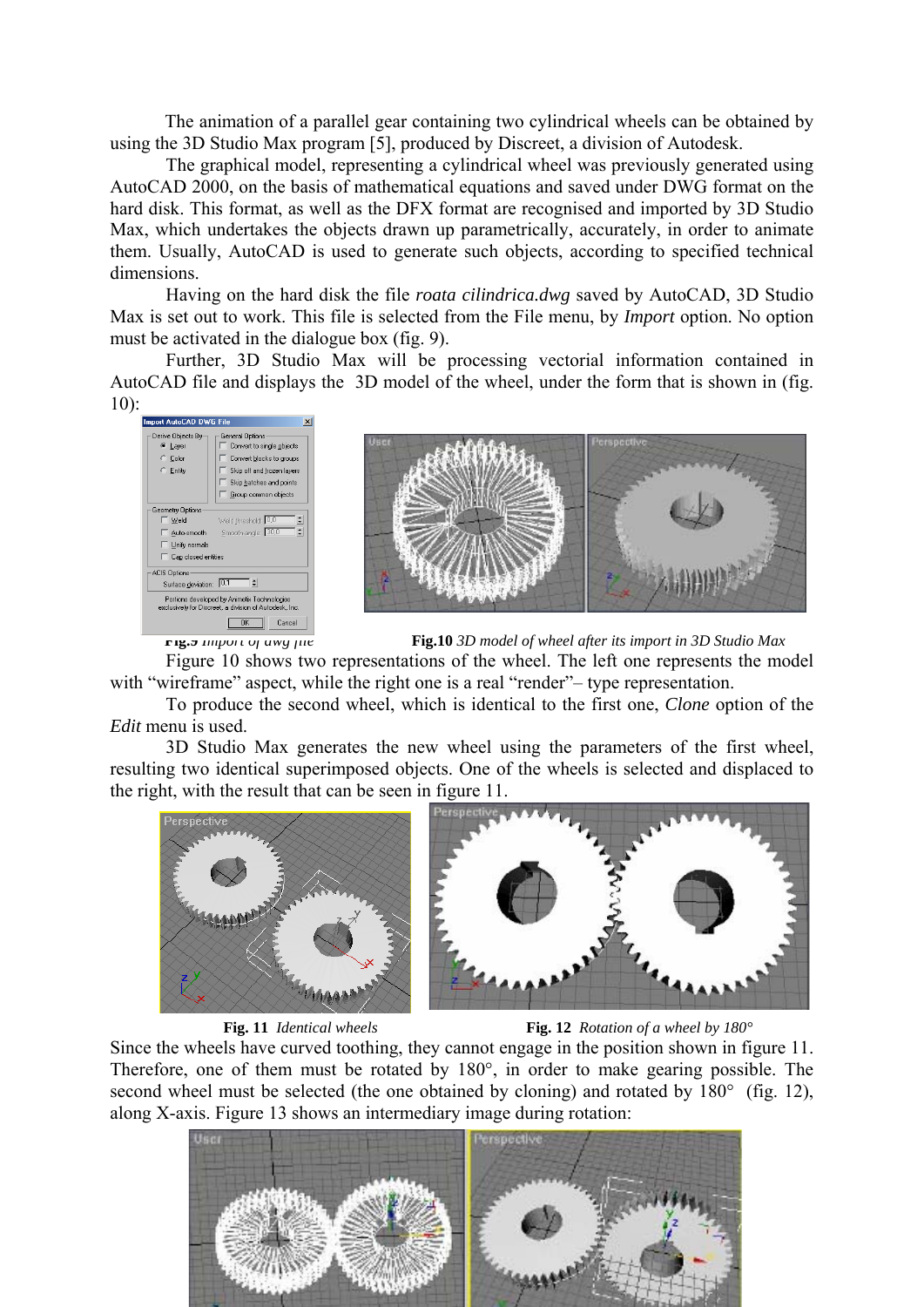The animation of a parallel gear containing two cylindrical wheels can be obtained by using the 3D Studio Max program [5], produced by Discreet, a division of Autodesk.

The graphical model, representing a cylindrical wheel was previously generated using AutoCAD 2000, on the basis of mathematical equations and saved under DWG format on the hard disk. This format, as well as the DFX format are recognised and imported by 3D Studio Max, which undertakes the objects drawn up parametrically, accurately, in order to animate them. Usually, AutoCAD is used to generate such objects, according to specified technical dimensions.

Having on the hard disk the file *roata cilindrica.dwg* saved by AutoCAD, 3D Studio Max is set out to work. This file is selected from the File menu, by *Import* option. No option must be activated in the dialogue box (fig. 9).

Further, 3D Studio Max will be processing vectorial information contained in AutoCAD file and displays the 3D model of the wheel, under the form that is shown in (fig. 10):

**Fig.9** *Import of dwg file*

**Fig.10** *3D model of wheel after its import in 3D Studio Max*

Figure 10 shows two representations of the wheel. The left one represents the model with "wireframe" aspect, while the right one is a real "render"– type representation.

To produce the second wheel, which is identical to the first one, *Clone* option of the *Edit* menu is used.

3D Studio Max generates the new wheel using the parameters of the first wheel, resulting two identical superimposed objects. One of the wheels is selected and displaced to the right, with the result that can be seen in figure 11.

**Fig. 11** *Identical wheels*

**Fig. 12** *Rotation of a wheel by 180°*

Since the wheels have curved toothing, they cannot engage in the position shown in figure 11. Therefore, one of them must be rotated by 180°, in order to make gearing possible. The second wheel must be selected (the one obtained by cloning) and rotated by 180° (fig. 12), along X-axis. Figure 13 shows an intermediary image during rotation: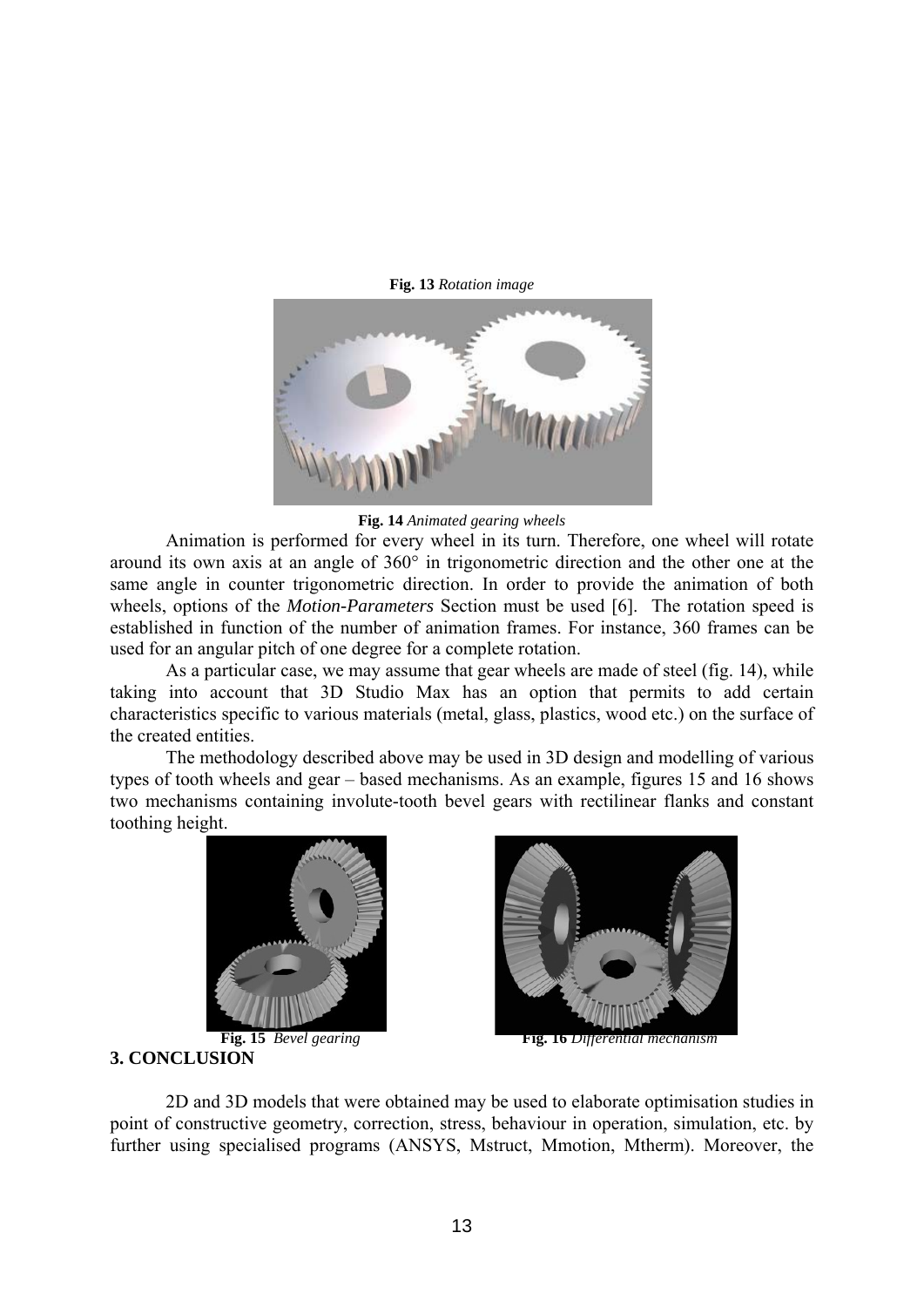**Fig. 13** *Rotation image*

**Fig. 14** *Animated gearing wheels*

Animation is performed for every wheel in its turn. Therefore, one wheel will rotate around its own axis at an angle of 360° in trigonometric direction and the other one at the same angle in counter trigonometric direction. In order to provide the animation of both wheels, options of the ***Motion-Parameters*** Section must be used [6]. The rotation speed is established in function of the number of animation frames. For instance, 360 frames can be used for an angular pitch of one degree for a complete rotation.

As a particular case, we may assume that gear wheels are made of steel (fig. 14), while taking into account that 3D Studio Max has an option that permits to add certain characteristics specific to various materials (metal, glass, plastics, wood etc.) on the surface of the created entities.

The methodology described above may be used in 3D design and modelling of various types of tooth wheels and gear – based mechanisms. As an example, figures 15 and 16 shows two mechanisms containing involute-tooth bevel gears with rectilinear flanks and constant toothing height.

**Fig. 15** *Bevel gearing*

**Fig. 16** *Differential mechanism*

## 3. CONCLUSION

2D and 3D models that were obtained may be used to elaborate optimisation studies in point of constructive geometry, correction, stress, behaviour in operation, simulation, etc. by further using specialised programs (ANSYS, Mstruct, Mmotion, Mtherm). Moreover, the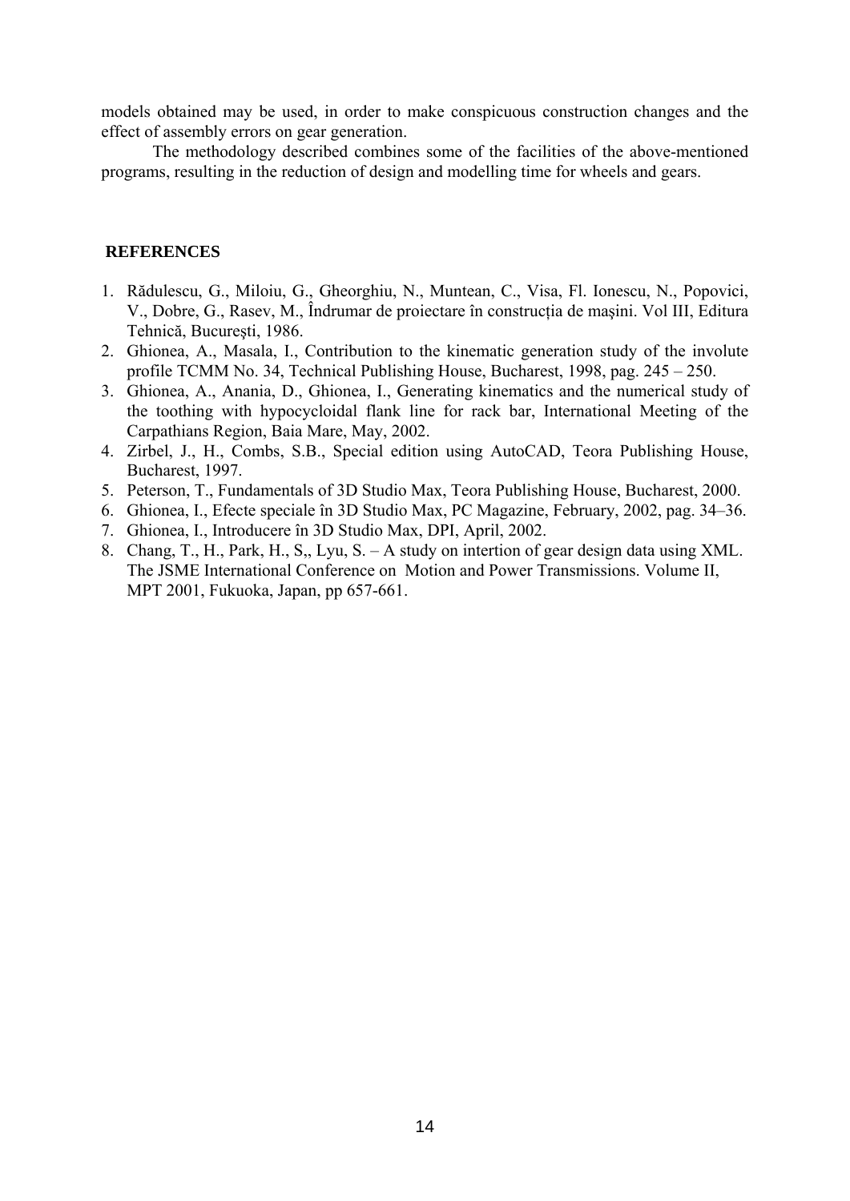models obtained may be used, in order to make conspicuous construction changes and the effect of assembly errors on gear generation.

The methodology described combines some of the facilities of the above-mentioned programs, resulting in the reduction of design and modelling time for wheels and gears.

## REFERENCES

1. Rădulescu, G., Miloiu, G., Gheorghiu, N., Muntean, C., Visa, Fl. Ionescu, N., Popovici, V., Dobre, G., Rasev, M., Îndrumar de proiectare în construcția de maşini. Vol III, Editura Tehnică, Bucureşti, 1986.
2. Ghionea, A., Masala, I., Contribution to the kinematic generation study of the involute profile TCMM No. 34, Technical Publishing House, Bucharest, 1998, pag. 245 – 250.
3. Ghionea, A., Anania, D., Ghionea, I., Generating kinematics and the numerical study of the toothing with hypocycloidal flank line for rack bar, International Meeting of the Carpathians Region, Baia Mare, May, 2002.
4. Zirbel, J., H., Combs, S.B., Special edition using AutoCAD, Teora Publishing House, Bucharest, 1997.
5. Peterson, T., Fundamentals of 3D Studio Max, Teora Publishing House, Bucharest, 2000.
6. Ghionea, I., Efecte speciale în 3D Studio Max, PC Magazine, February, 2002, pag. 34–36.
7. Ghionea, I., Introducere în 3D Studio Max, DPI, April, 2002.
8. Chang, T., H., Park, H., S,, Lyu, S. – A study on intertion of gear design data using XML. The JSME International Conference on Motion and Power Transmissions. Volume II, MPT 2001, Fukuoka, Japan, pp 657-661.